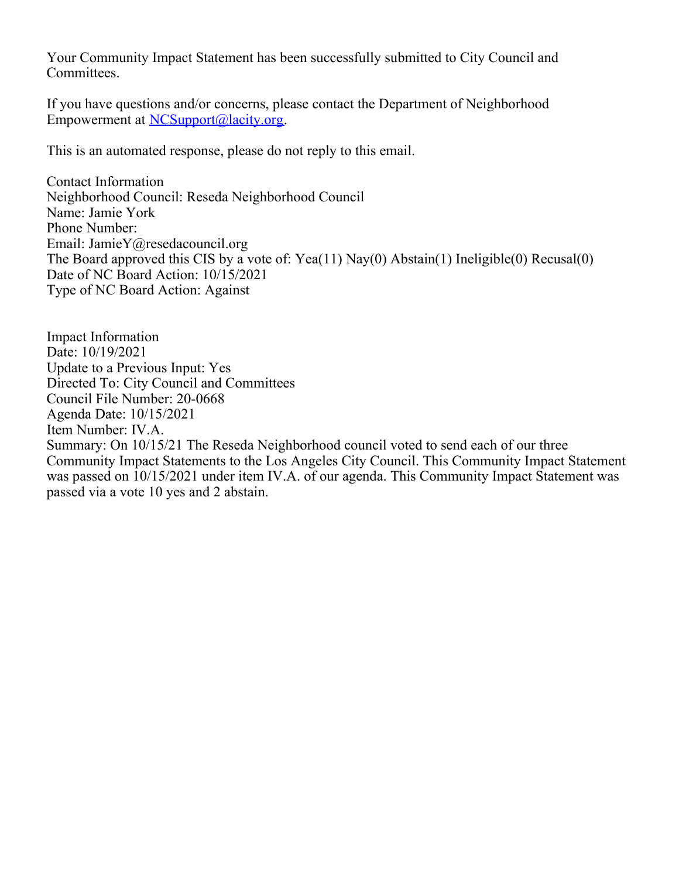Your Community Impact Statement has been successfully submitted to City Council and Committees.

If you have questions and/or concerns, please contact the Department of Neighborhood Empowerment at [NCSupport@lacity.org](mailto:NCSupport@lacity.org).

This is an automated response, please do not reply to this email.

Contact Information
Neighborhood Council: Reseda Neighborhood Council
Name: Jamie York
Phone Number:
Email: JamieY@resedacouncil.org
The Board approved this CIS by a vote of: Yea(11) Nay(0) Abstain(1) Ineligible(0) Recusal(0)
Date of NC Board Action: 10/15/2021
Type of NC Board Action: Against

Impact Information
Date: 10/19/2021
Update to a Previous Input: Yes
Directed To: City Council and Committees
Council File Number: 20-0668
Agenda Date: 10/15/2021
Item Number: IV.A.
Summary: On 10/15/21 The Reseda Neighborhood council voted to send each of our three Community Impact Statements to the Los Angeles City Council. This Community Impact Statement was passed on 10/15/2021 under item IV.A. of our agenda. This Community Impact Statement was passed via a vote 10 yes and 2 abstain.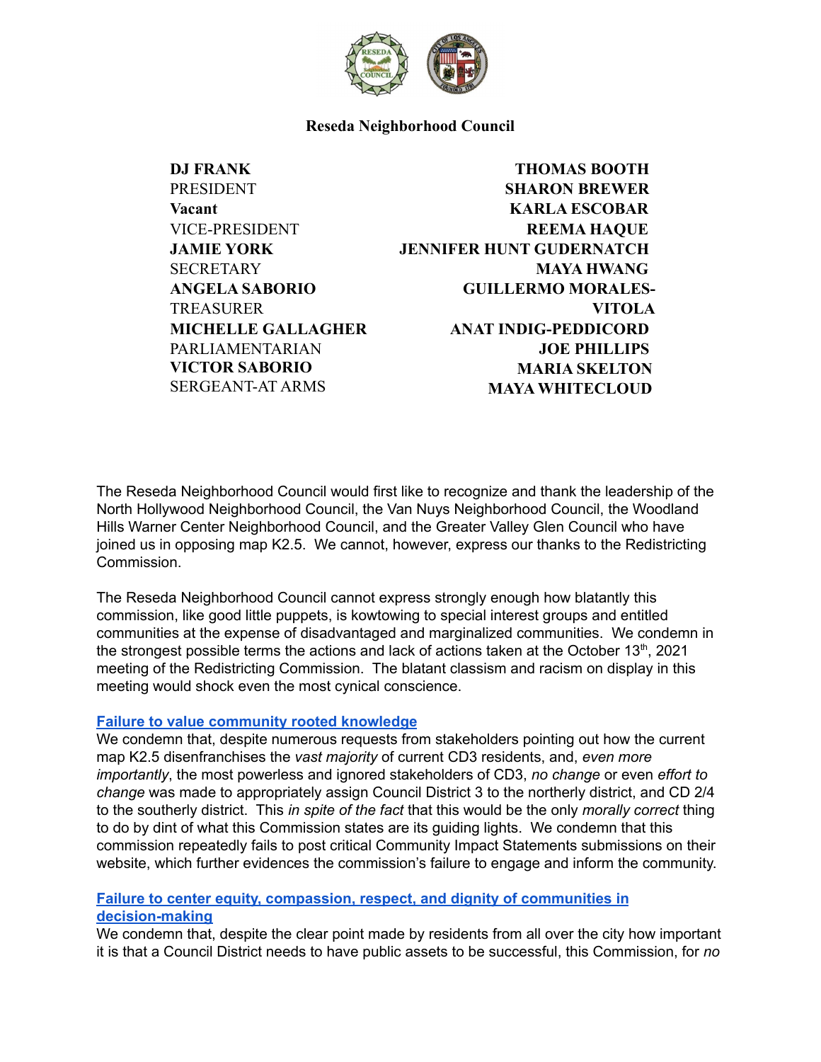**Reseda Neighborhood Council**

| | |
|---|---|
| **DJ FRANK** PRESIDENT | **THOMAS BOOTH** |
| **Vacant** VICE-PRESIDENT | **SHARON BREWER** |
| **JAMIE YORK** SECRETARY | **KARLA ESCOBAR** |
| **ANGELA SABORIO** TREASURER | **REEMA HAQUE** |
| **MICHELLE GALLAGHER** PARLIAMENTARIAN | **JENNIFER HUNT GUDERNATCH** |
| **VICTOR SABORIO** SERGEANT-AT ARMS | **MAYA HWANG** |
| | **GUILLERMO MORALES-VITOLA** |
| | **ANAT INDIG-PEDDICORD** |
| | **JOE PHILLIPS** |
| | **MARIA SKELTON** |
| | **MAYA WHITECLOUD** |

The Reseda Neighborhood Council would first like to recognize and thank the leadership of the North Hollywood Neighborhood Council, the Van Nuys Neighborhood Council, the Woodland Hills Warner Center Neighborhood Council, and the Greater Valley Glen Council who have joined us in opposing map K2.5. We cannot, however, express our thanks to the Redistricting Commission.

The Reseda Neighborhood Council cannot express strongly enough how blatantly this commission, like good little puppets, is kowtowing to special interest groups and entitled communities at the expense of disadvantaged and marginalized communities. We condemn in the strongest possible terms the actions and lack of actions taken at the October 13th, 2021 meeting of the Redistricting Commission. The blatant classism and racism on display in this meeting would shock even the most cynical conscience.

**Failure to value community rooted knowledge**

We condemn that, despite numerous requests from stakeholders pointing out how the current map K2.5 disenfranchises the *vast majority* of current CD3 residents, and, *even more importantly*, the most powerless and ignored stakeholders of CD3, *no change* or even *effort to change* was made to appropriately assign Council District 3 to the northerly district, and CD 2/4 to the southerly district. This *in spite of the fact* that this would be the only *morally correct* thing to do by dint of what this Commission states are its guiding lights. We condemn that this commission repeatedly fails to post critical Community Impact Statements submissions on their website, which further evidences the commission's failure to engage and inform the community.

**Failure to center equity, compassion, respect, and dignity of communities in decision-making**

We condemn that, despite the clear point made by residents from all over the city how important it is that a Council District needs to have public assets to be successful, this Commission, for *no*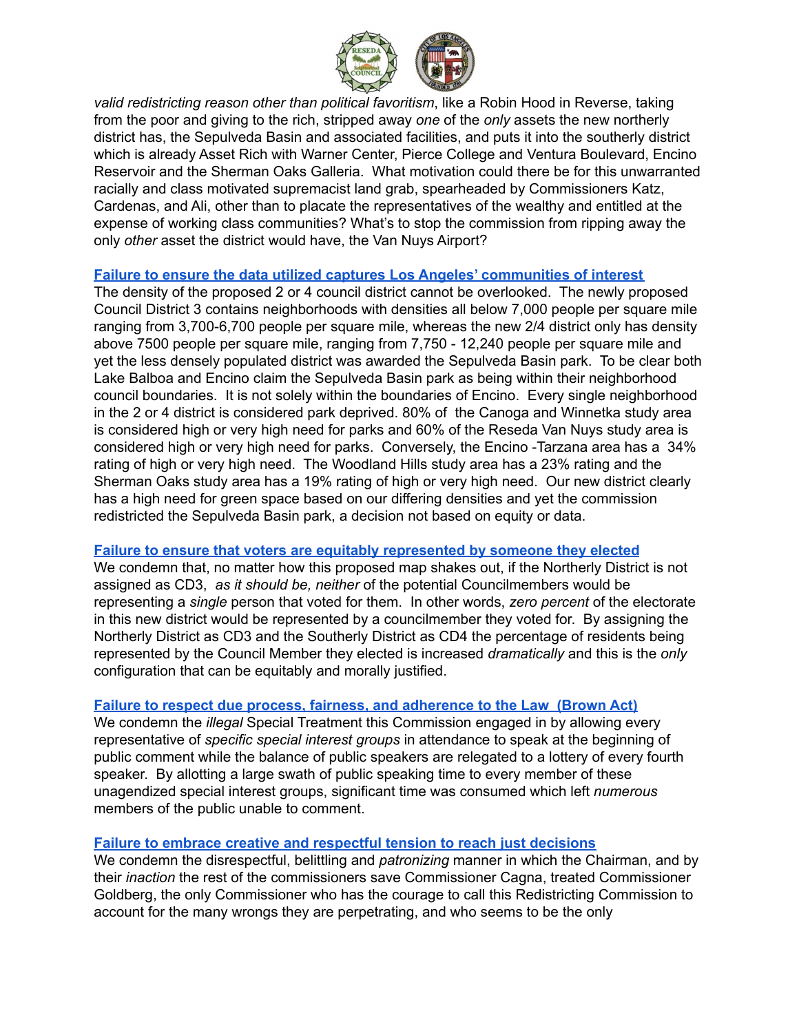*valid redistricting reason other than political favoritism*, like a Robin Hood in Reverse, taking from the poor and giving to the rich, stripped away *one* of the *only* assets the new northerly district has, the Sepulveda Basin and associated facilities, and puts it into the southerly district which is already Asset Rich with Warner Center, Pierce College and Ventura Boulevard, Encino Reservoir and the Sherman Oaks Galleria. What motivation could there be for this unwarranted racially and class motivated supremacist land grab, spearheaded by Commissioners Katz, Cardenas, and Ali, other than to placate the representatives of the wealthy and entitled at the expense of working class communities? What's to stop the commission from ripping away the only *other* asset the district would have, the Van Nuys Airport?

**Failure to ensure the data utilized captures Los Angeles' communities of interest**

The density of the proposed 2 or 4 council district cannot be overlooked. The newly proposed Council District 3 contains neighborhoods with densities all below 7,000 people per square mile ranging from 3,700-6,700 people per square mile, whereas the new 2/4 district only has density above 7500 people per square mile, ranging from 7,750 - 12,240 people per square mile and yet the less densely populated district was awarded the Sepulveda Basin park. To be clear both Lake Balboa and Encino claim the Sepulveda Basin park as being within their neighborhood council boundaries. It is not solely within the boundaries of Encino. Every single neighborhood in the 2 or 4 district is considered park deprived. 80% of the Canoga and Winnetka study area is considered high or very high need for parks and 60% of the Reseda Van Nuys study area is considered high or very high need for parks. Conversely, the Encino -Tarzana area has a 34% rating of high or very high need. The Woodland Hills study area has a 23% rating and the Sherman Oaks study area has a 19% rating of high or very high need. Our new district clearly has a high need for green space based on our differing densities and yet the commission redistricted the Sepulveda Basin park, a decision not based on equity or data.

**Failure to ensure that voters are equitably represented by someone they elected**

We condemn that, no matter how this proposed map shakes out, if the Northerly District is not assigned as CD3, *as it should be, neither* of the potential Councilmembers would be representing a *single* person that voted for them. In other words, *zero percent* of the electorate in this new district would be represented by a councilmember they voted for. By assigning the Northerly District as CD3 and the Southerly District as CD4 the percentage of residents being represented by the Council Member they elected is increased *dramatically* and this is the *only* configuration that can be equitably and morally justified.

**Failure to respect due process, fairness, and adherence to the Law (Brown Act)**

We condemn the *illegal* Special Treatment this Commission engaged in by allowing every representative of *specific special interest groups* in attendance to speak at the beginning of public comment while the balance of public speakers are relegated to a lottery of every fourth speaker. By allotting a large swath of public speaking time to every member of these unagendized special interest groups, significant time was consumed which left *numerous* members of the public unable to comment.

**Failure to embrace creative and respectful tension to reach just decisions**

We condemn the disrespectful, belittling and *patronizing* manner in which the Chairman, and by their *inaction* the rest of the commissioners save Commissioner Cagna, treated Commissioner Goldberg, the only Commissioner who has the courage to call this Redistricting Commission to account for the many wrongs they are perpetrating, and who seems to be the only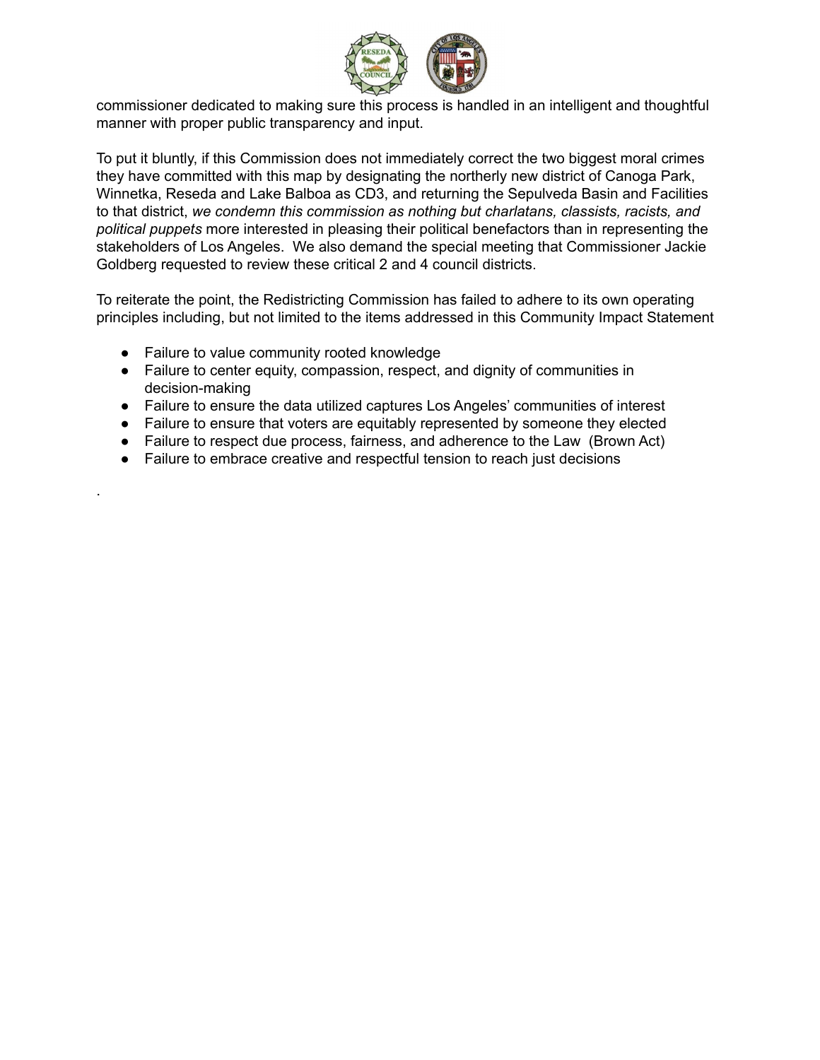commissioner dedicated to making sure this process is handled in an intelligent and thoughtful manner with proper public transparency and input.

To put it bluntly, if this Commission does not immediately correct the two biggest moral crimes they have committed with this map by designating the northerly new district of Canoga Park, Winnetka, Reseda and Lake Balboa as CD3, and returning the Sepulveda Basin and Facilities to that district, *we condemn this commission as nothing but charlatans, classists, racists, and political puppets* more interested in pleasing their political benefactors than in representing the stakeholders of Los Angeles. We also demand the special meeting that Commissioner Jackie Goldberg requested to review these critical 2 and 4 council districts.

To reiterate the point, the Redistricting Commission has failed to adhere to its own operating principles including, but not limited to the items addressed in this Community Impact Statement

- Failure to value community rooted knowledge
- Failure to center equity, compassion, respect, and dignity of communities in decision-making
- Failure to ensure the data utilized captures Los Angeles' communities of interest
- Failure to ensure that voters are equitably represented by someone they elected
- Failure to respect due process, fairness, and adherence to the Law (Brown Act)
- Failure to embrace creative and respectful tension to reach just decisions